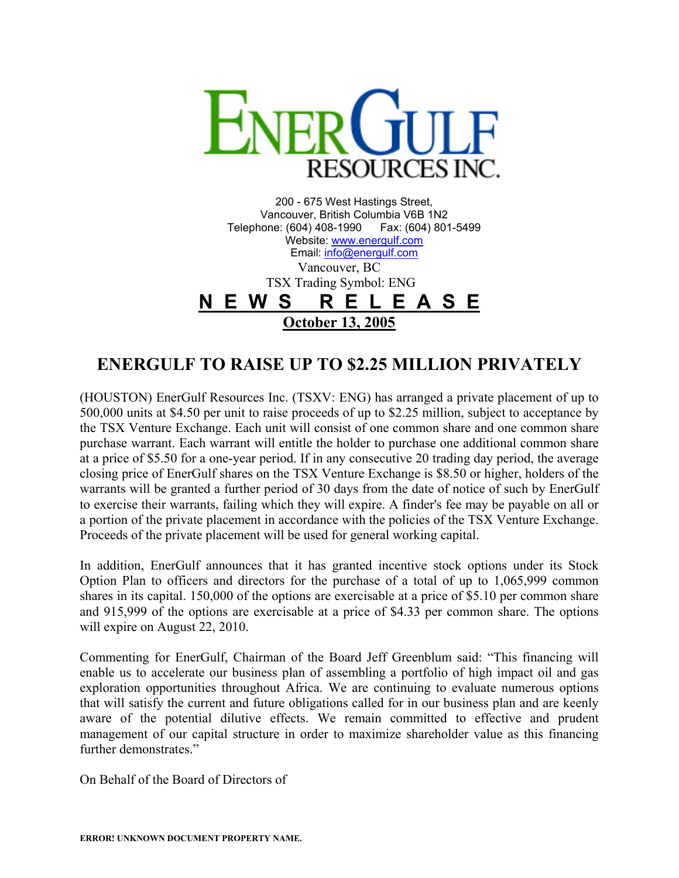# ENERGULF RESOURCES INC.

200 - 675 West Hastings Street,
Vancouver, British Columbia V6B 1N2
Telephone: (604) 408-1990 Fax: (604) 801-5499
Website: www.energulf.com
Email: info@energulf.com

Vancouver, BC
TSX Trading Symbol: ENG

**NEWS RELEASE**

**October 13, 2005**

## ENERGULF TO RAISE UP TO $2.25 MILLION PRIVATELY

(HOUSTON) EnerGulf Resources Inc. (TSXV: ENG) has arranged a private placement of up to 500,000 units at $4.50 per unit to raise proceeds of up to $2.25 million, subject to acceptance by the TSX Venture Exchange. Each unit will consist of one common share and one common share purchase warrant. Each warrant will entitle the holder to purchase one additional common share at a price of $5.50 for a one-year period. If in any consecutive 20 trading day period, the average closing price of EnerGulf shares on the TSX Venture Exchange is $8.50 or higher, holders of the warrants will be granted a further period of 30 days from the date of notice of such by EnerGulf to exercise their warrants, failing which they will expire. A finder's fee may be payable on all or a portion of the private placement in accordance with the policies of the TSX Venture Exchange. Proceeds of the private placement will be used for general working capital.

In addition, EnerGulf announces that it has granted incentive stock options under its Stock Option Plan to officers and directors for the purchase of a total of up to 1,065,999 common shares in its capital. 150,000 of the options are exercisable at a price of $5.10 per common share and 915,999 of the options are exercisable at a price of $4.33 per common share. The options will expire on August 22, 2010.

Commenting for EnerGulf, Chairman of the Board Jeff Greenblum said: "This financing will enable us to accelerate our business plan of assembling a portfolio of high impact oil and gas exploration opportunities throughout Africa. We are continuing to evaluate numerous options that will satisfy the current and future obligations called for in our business plan and are keenly aware of the potential dilutive effects. We remain committed to effective and prudent management of our capital structure in order to maximize shareholder value as this financing further demonstrates."

On Behalf of the Board of Directors of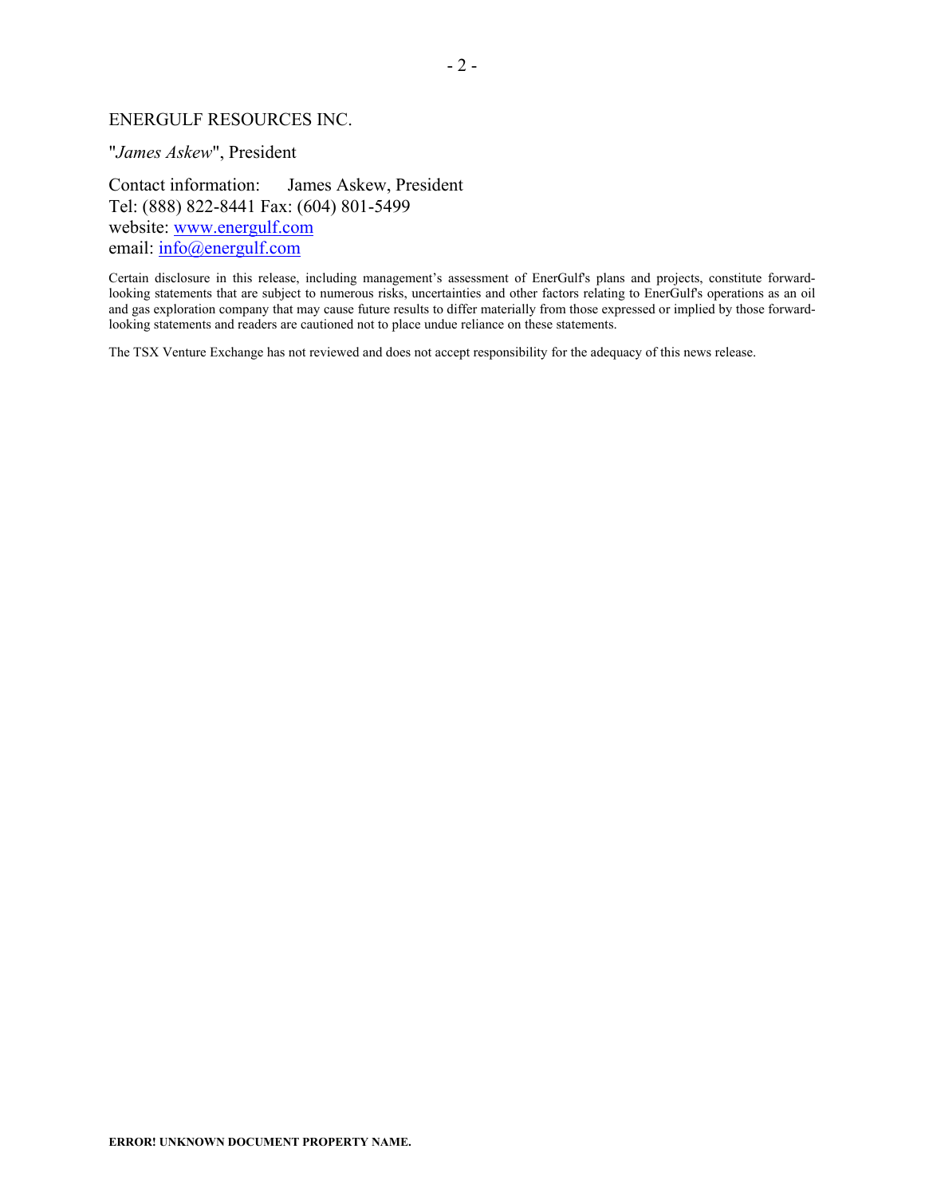ENERGULF RESOURCES INC.

"*James Askew*", President

Contact information: James Askew, President
Tel: (888) 822-8441 Fax: (604) 801-5499
website: www.energulf.com
email: info@energulf.com

Certain disclosure in this release, including management's assessment of EnerGulf's plans and projects, constitute forward-looking statements that are subject to numerous risks, uncertainties and other factors relating to EnerGulf's operations as an oil and gas exploration company that may cause future results to differ materially from those expressed or implied by those forward-looking statements and readers are cautioned not to place undue reliance on these statements.

The TSX Venture Exchange has not reviewed and does not accept responsibility for the adequacy of this news release.